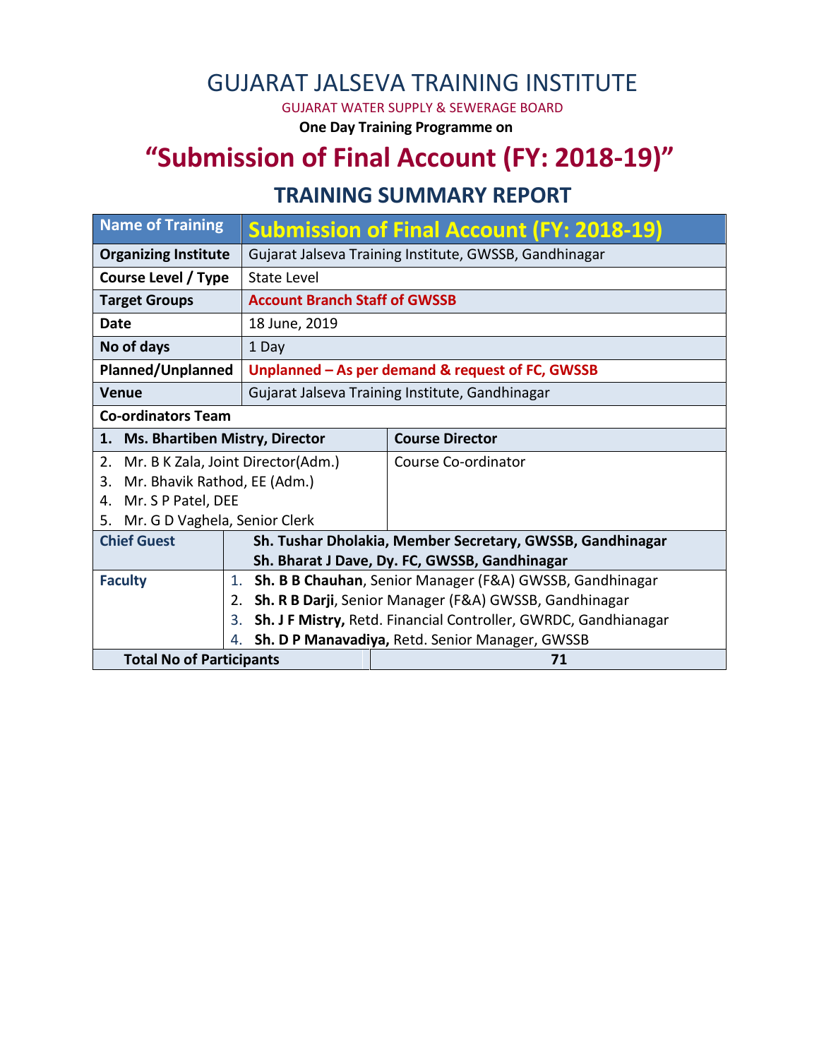# GUJARAT JALSEVA TRAINING INSTITUTE

GUJARAT WATER SUPPLY & SEWERAGE BOARD

**One Day Training Programme on**

# "Submission of Final Account (FY: 2018-19)"

## TRAINING SUMMARY REPORT

| Name of Training | Submission of Final Account (FY: 2018-19) |
|---|---|
| **Organizing Institute** | Gujarat Jalseva Training Institute, GWSSB, Gandhinagar |
| **Course Level / Type** | State Level |
| **Target Groups** | **Account Branch Staff of GWSSB** |
| **Date** | 18 June, 2019 |
| **No of days** | 1 Day |
| **Planned/Unplanned** | **Unplanned – As per demand & request of FC, GWSSB** |
| **Venue** | Gujarat Jalseva Training Institute, Gandhinagar |
| **Co-ordinators Team** | |
| **1. Ms. Bhartiben Mistry, Director** | **Course Director** |
| 2. Mr. B K Zala, Joint Director(Adm.)<br>3. Mr. Bhavik Rathod, EE (Adm.)<br>4. Mr. S P Patel, DEE<br>5. Mr. G D Vaghela, Senior Clerk | Course Co-ordinator |
| **Chief Guest** | **Sh. Tushar Dholakia, Member Secretary, GWSSB, Gandhinagar**<br>**Sh. Bharat J Dave, Dy. FC, GWSSB, Gandhinagar** |
| **Faculty** | 1. **Sh. B B Chauhan**, Senior Manager (F&A) GWSSB, Gandhinagar<br>2. **Sh. R B Darji**, Senior Manager (F&A) GWSSB, Gandhinagar<br>3. **Sh. J F Mistry,** Retd. Financial Controller, GWRDC, Gandhianagar<br>4. **Sh. D P Manavadiya,** Retd. Senior Manager, GWSSB |
| **Total No of Participants** | **71** |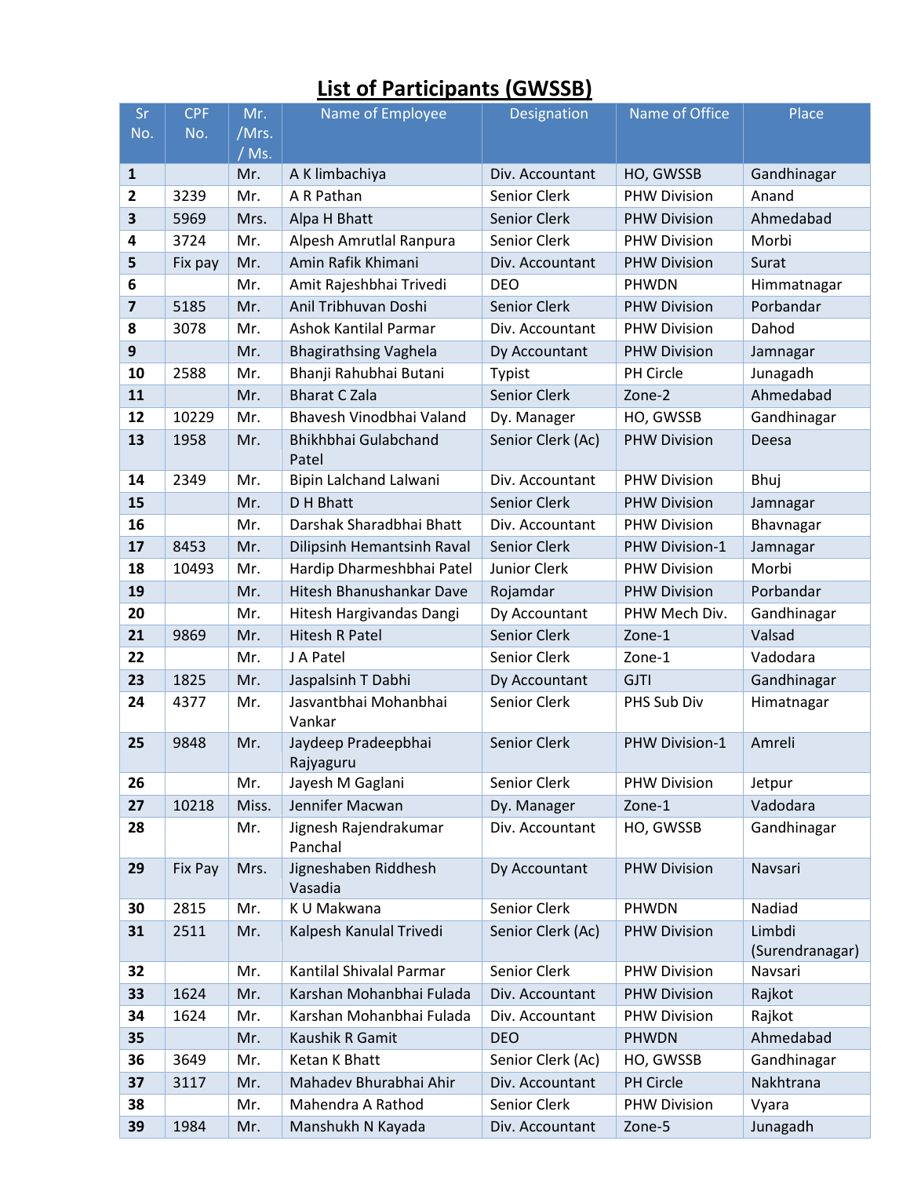# List of Participants (GWSSB)

| Sr No. | CPF No. | Mr. /Mrs. / Ms. | Name of Employee | Designation | Name of Office | Place |
|---|---|---|---|---|---|---|
| **1** | | Mr. | A K limbachiya | Div. Accountant | HO, GWSSB | Gandhinagar |
| **2** | 3239 | Mr. | A R Pathan | Senior Clerk | PHW Division | Anand |
| **3** | 5969 | Mrs. | Alpa H Bhatt | Senior Clerk | PHW Division | Ahmedabad |
| **4** | 3724 | Mr. | Alpesh Amrutlal Ranpura | Senior Clerk | PHW Division | Morbi |
| **5** | Fix pay | Mr. | Amin Rafik Khimani | Div. Accountant | PHW Division | Surat |
| **6** | | Mr. | Amit Rajeshbhai Trivedi | DEO | PHWDN | Himmatnagar |
| **7** | 5185 | Mr. | Anil Tribhuvan Doshi | Senior Clerk | PHW Division | Porbandar |
| **8** | 3078 | Mr. | Ashok Kantilal Parmar | Div. Accountant | PHW Division | Dahod |
| **9** | | Mr. | Bhagirathsing Vaghela | Dy Accountant | PHW Division | Jamnagar |
| **10** | 2588 | Mr. | Bhanji Rahubhai Butani | Typist | PH Circle | Junagadh |
| **11** | | Mr. | Bharat C Zala | Senior Clerk | Zone-2 | Ahmedabad |
| **12** | 10229 | Mr. | Bhavesh Vinodbhai Valand | Dy. Manager | HO, GWSSB | Gandhinagar |
| **13** | 1958 | Mr. | Bhikhbhai Gulabchand Patel | Senior Clerk (Ac) | PHW Division | Deesa |
| **14** | 2349 | Mr. | Bipin Lalchand Lalwani | Div. Accountant | PHW Division | Bhuj |
| **15** | | Mr. | D H Bhatt | Senior Clerk | PHW Division | Jamnagar |
| **16** | | Mr. | Darshak Sharadbhai Bhatt | Div. Accountant | PHW Division | Bhavnagar |
| **17** | 8453 | Mr. | Dilipsinh Hemantsinh Raval | Senior Clerk | PHW Division-1 | Jamnagar |
| **18** | 10493 | Mr. | Hardip Dharmeshbhai Patel | Junior Clerk | PHW Division | Morbi |
| **19** | | Mr. | Hitesh Bhanushankar Dave | Rojamdar | PHW Division | Porbandar |
| **20** | | Mr. | Hitesh Hargivandas Dangi | Dy Accountant | PHW Mech Div. | Gandhinagar |
| **21** | 9869 | Mr. | Hitesh R Patel | Senior Clerk | Zone-1 | Valsad |
| **22** | | Mr. | J A Patel | Senior Clerk | Zone-1 | Vadodara |
| **23** | 1825 | Mr. | Jaspalsinh T Dabhi | Dy Accountant | GJTI | Gandhinagar |
| **24** | 4377 | Mr. | Jasvantbhai Mohanbhai Vankar | Senior Clerk | PHS Sub Div | Himatnagar |
| **25** | 9848 | Mr. | Jaydeep Pradeepbhai Rajyaguru | Senior Clerk | PHW Division-1 | Amreli |
| **26** | | Mr. | Jayesh M Gaglani | Senior Clerk | PHW Division | Jetpur |
| **27** | 10218 | Miss. | Jennifer Macwan | Dy. Manager | Zone-1 | Vadodara |
| **28** | | Mr. | Jignesh Rajendrakumar Panchal | Div. Accountant | HO, GWSSB | Gandhinagar |
| **29** | Fix Pay | Mrs. | Jigneshaben Riddhesh Vasadia | Dy Accountant | PHW Division | Navsari |
| **30** | 2815 | Mr. | K U Makwana | Senior Clerk | PHWDN | Nadiad |
| **31** | 2511 | Mr. | Kalpesh Kanulal Trivedi | Senior Clerk (Ac) | PHW Division | Limbdi (Surendranagar) |
| **32** | | Mr. | Kantilal Shivalal Parmar | Senior Clerk | PHW Division | Navsari |
| **33** | 1624 | Mr. | Karshan Mohanbhai Fulada | Div. Accountant | PHW Division | Rajkot |
| **34** | 1624 | Mr. | Karshan Mohanbhai Fulada | Div. Accountant | PHW Division | Rajkot |
| **35** | | Mr. | Kaushik R Gamit | DEO | PHWDN | Ahmedabad |
| **36** | 3649 | Mr. | Ketan K Bhatt | Senior Clerk (Ac) | HO, GWSSB | Gandhinagar |
| **37** | 3117 | Mr. | Mahadev Bhurabhai Ahir | Div. Accountant | PH Circle | Nakhtrana |
| **38** | | Mr. | Mahendra A Rathod | Senior Clerk | PHW Division | Vyara |
| **39** | 1984 | Mr. | Manshukh N Kayada | Div. Accountant | Zone-5 | Junagadh |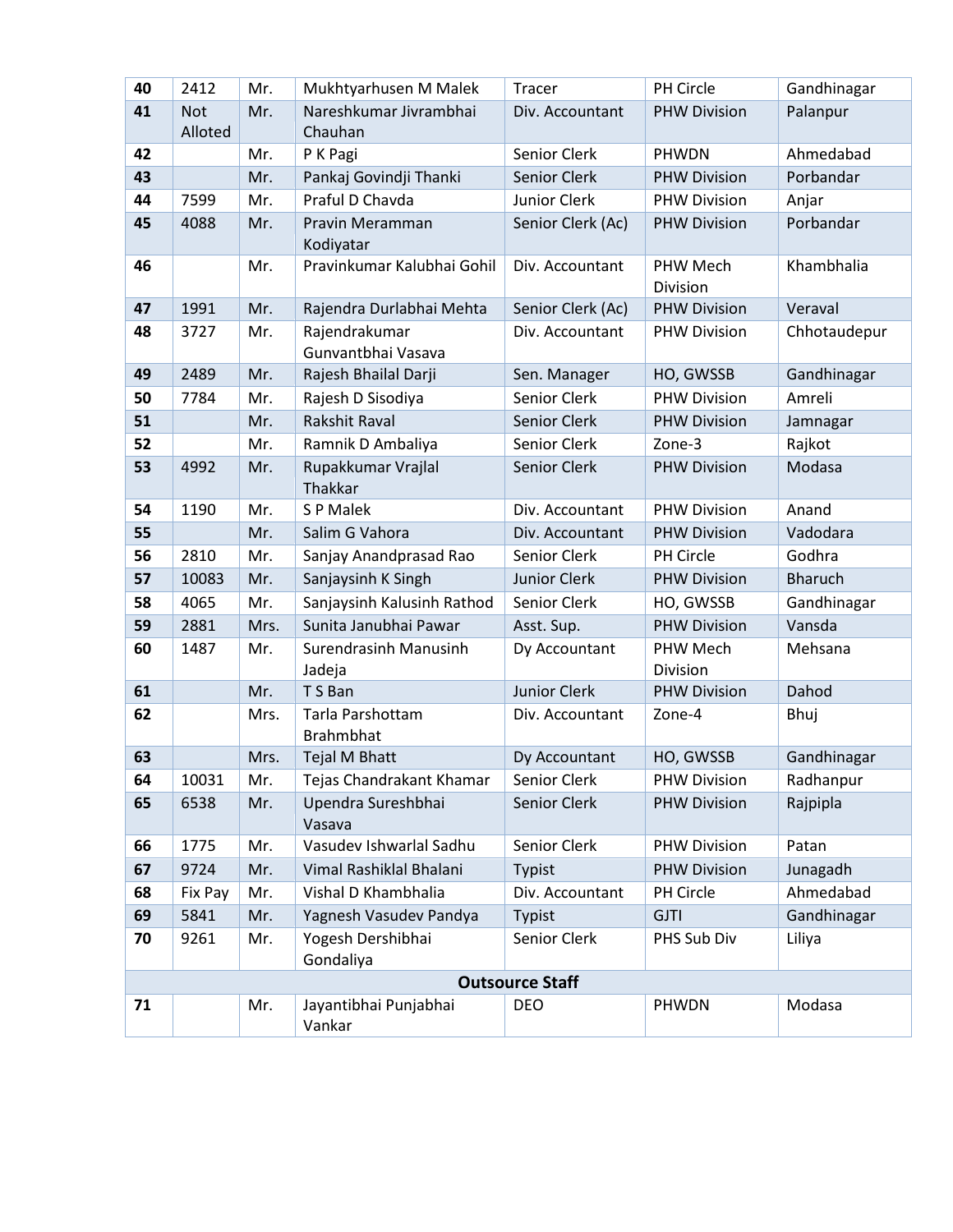| | | | | | | |
|---|---|---|---|---|---|---|
| **40** | 2412 | Mr. | Mukhtyarhusen M Malek | Tracer | PH Circle | Gandhinagar |
| **41** | Not Alloted | Mr. | Nareshkumar Jivrambhai Chauhan | Div. Accountant | PHW Division | Palanpur |
| **42** | | Mr. | P K Pagi | Senior Clerk | PHWDN | Ahmedabad |
| **43** | | Mr. | Pankaj Govindji Thanki | Senior Clerk | PHW Division | Porbandar |
| **44** | 7599 | Mr. | Praful D Chavda | Junior Clerk | PHW Division | Anjar |
| **45** | 4088 | Mr. | Pravin Meramman Kodiyatar | Senior Clerk (Ac) | PHW Division | Porbandar |
| **46** | | Mr. | Pravinkumar Kalubhai Gohil | Div. Accountant | PHW Mech Division | Khambhalia |
| **47** | 1991 | Mr. | Rajendra Durlabhai Mehta | Senior Clerk (Ac) | PHW Division | Veraval |
| **48** | 3727 | Mr. | Rajendrakumar Gunvantbhai Vasava | Div. Accountant | PHW Division | Chhotaudepur |
| **49** | 2489 | Mr. | Rajesh Bhailal Darji | Sen. Manager | HO, GWSSB | Gandhinagar |
| **50** | 7784 | Mr. | Rajesh D Sisodiya | Senior Clerk | PHW Division | Amreli |
| **51** | | Mr. | Rakshit Raval | Senior Clerk | PHW Division | Jamnagar |
| **52** | | Mr. | Ramnik D Ambaliya | Senior Clerk | Zone-3 | Rajkot |
| **53** | 4992 | Mr. | Rupakkumar Vrajlal Thakkar | Senior Clerk | PHW Division | Modasa |
| **54** | 1190 | Mr. | S P Malek | Div. Accountant | PHW Division | Anand |
| **55** | | Mr. | Salim G Vahora | Div. Accountant | PHW Division | Vadodara |
| **56** | 2810 | Mr. | Sanjay Anandprasad Rao | Senior Clerk | PH Circle | Godhra |
| **57** | 10083 | Mr. | Sanjaysinh K Singh | Junior Clerk | PHW Division | Bharuch |
| **58** | 4065 | Mr. | Sanjaysinh Kalusinh Rathod | Senior Clerk | HO, GWSSB | Gandhinagar |
| **59** | 2881 | Mrs. | Sunita Janubhai Pawar | Asst. Sup. | PHW Division | Vansda |
| **60** | 1487 | Mr. | Surendrasinh Manusinh Jadeja | Dy Accountant | PHW Mech Division | Mehsana |
| **61** | | Mr. | T S Ban | Junior Clerk | PHW Division | Dahod |
| **62** | | Mrs. | Tarla Parshottam Brahmbhat | Div. Accountant | Zone-4 | Bhuj |
| **63** | | Mrs. | Tejal M Bhatt | Dy Accountant | HO, GWSSB | Gandhinagar |
| **64** | 10031 | Mr. | Tejas Chandrakant Khamar | Senior Clerk | PHW Division | Radhanpur |
| **65** | 6538 | Mr. | Upendra Sureshbhai Vasava | Senior Clerk | PHW Division | Rajpipla |
| **66** | 1775 | Mr. | Vasudev Ishwarlal Sadhu | Senior Clerk | PHW Division | Patan |
| **67** | 9724 | Mr. | Vimal Rashiklal Bhalani | Typist | PHW Division | Junagadh |
| **68** | Fix Pay | Mr. | Vishal D Khambhalia | Div. Accountant | PH Circle | Ahmedabad |
| **69** | 5841 | Mr. | Yagnesh Vasudev Pandya | Typist | GJTI | Gandhinagar |
| **70** | 9261 | Mr. | Yogesh Dershibhai Gondaliya | Senior Clerk | PHS Sub Div | Liliya |
| | | | **Outsource Staff** | | | |
| **71** | | Mr. | Jayantibhai Punjabhai Vankar | DEO | PHWDN | Modasa |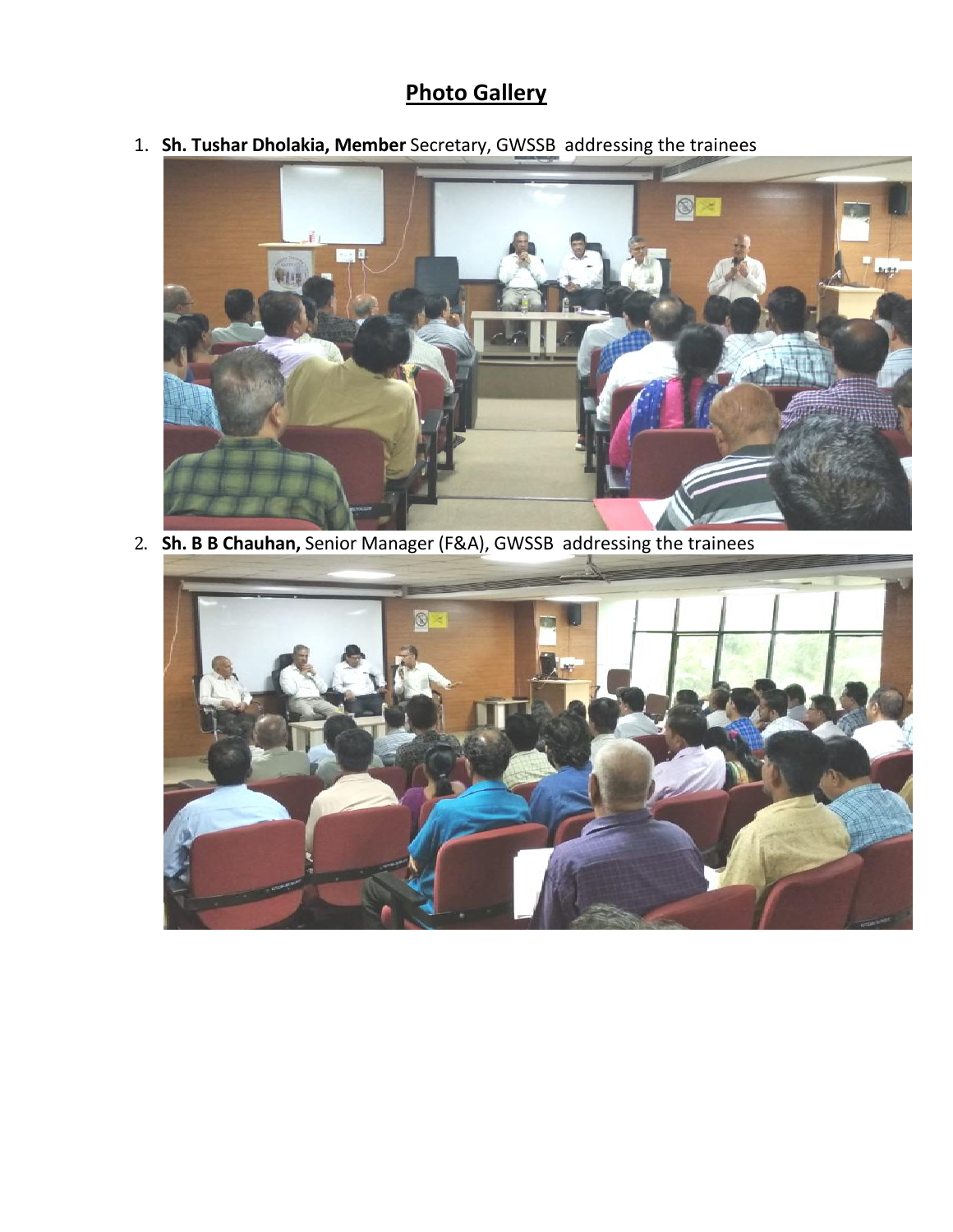# Photo Gallery

1. **Sh. Tushar Dholakia, Member** Secretary, GWSSB addressing the trainees

2. **Sh. B B Chauhan,** Senior Manager (F&A), GWSSB addressing the trainees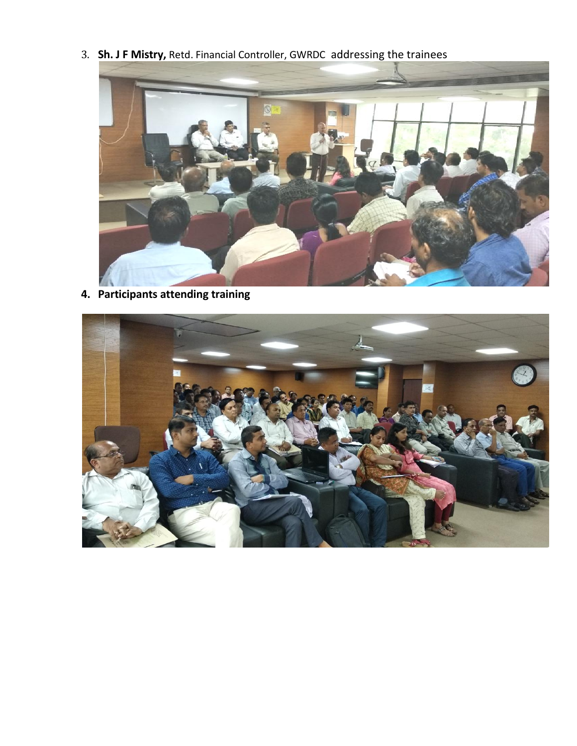3. **Sh. J F Mistry,** Retd. Financial Controller, GWRDC addressing the trainees

4. **Participants attending training**